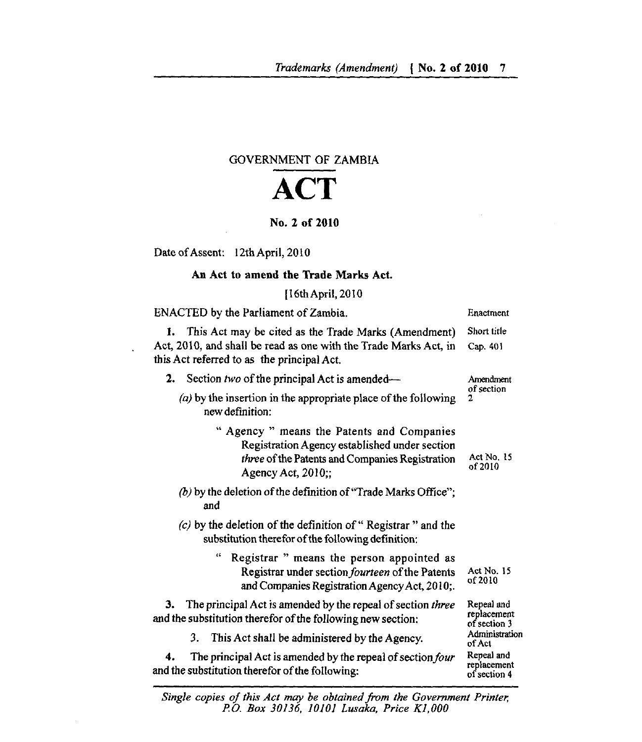GOVERNMENT OF ZAMBIA

# ACT

**No. 2 of 2010**

Date of Assent: 12th April, 2010

**An Act to amend the Trade Marks Act.**

[16th April, 2010

ENACTED by the Parliament of Zambia. — Enactment

**1.** This Act may be cited as the Trade Marks (Amendment) Act, 2010, and shall be read as one with the Trade Marks Act, in this Act referred to as the principal Act. — Short title; Cap. 401

**2.** Section *two* of the principal Act is amended— — Amendment of section 2

*(a)* by the insertion in the appropriate place of the following new definition:

> " Agency " means the Patents and Companies Registration Agency established under section *three* of the Patents and Companies Registration Agency Act, 2010;; — Act No. 15 of 2010

*(b)* by the deletion of the definition of "Trade Marks Office"; and

*(c)* by the deletion of the definition of " Registrar " and the substitution therefor of the following definition:

> " Registrar " means the person appointed as Registrar under section *fourteen* of the Patents and Companies Registration Agency Act, 2010;. — Act No. 15 of 2010

**3.** The principal Act is amended by the repeal of section *three* and the substitution therefor of the following new section: — Repeal and replacement of section 3

> 3. This Act shall be administered by the Agency. — Administration of Act

**4.** The principal Act is amended by the repeal of section *four* and the substitution therefor of the following: — Repeal and replacement of section 4

*Single copies of this Act may be obtained from the Government Printer, P.O. Box 30136, 10101 Lusaka, Price K1,000*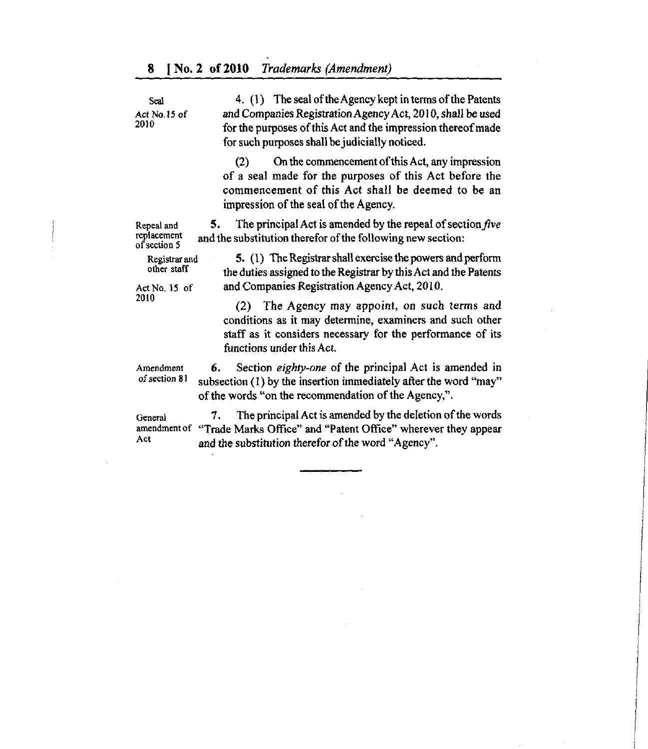Seal
Act No. 15 of 2010

4. (1) The seal of the Agency kept in terms of the Patents and Companies Registration Agency Act, 2010, shall be used for the purposes of this Act and the impression thereof made for such purposes shall be judicially noticed.

(2) On the commencement of this Act, any impression of a seal made for the purposes of this Act before the commencement of this Act shall be deemed to be an impression of the seal of the Agency.

Repeal and replacement of section 5

5. The principal Act is amended by the repeal of section *five* and the substitution therefor of the following new section:

Registrar and other staff
Act No. 15 of 2010

5. (1) The Registrar shall exercise the powers and perform the duties assigned to the Registrar by this Act and the Patents and Companies Registration Agency Act, 2010.

(2) The Agency may appoint, on such terms and conditions as it may determine, examiners and such other staff as it considers necessary for the performance of its functions under this Act.

Amendment of section 81

6. Section *eighty-one* of the principal Act is amended in subsection (1) by the insertion immediately after the word "may" of the words "on the recommendation of the Agency,".

General amendment of Act

7. The principal Act is amended by the deletion of the words "Trade Marks Office" and "Patent Office" wherever they appear and the substitution therefor of the word "Agency".